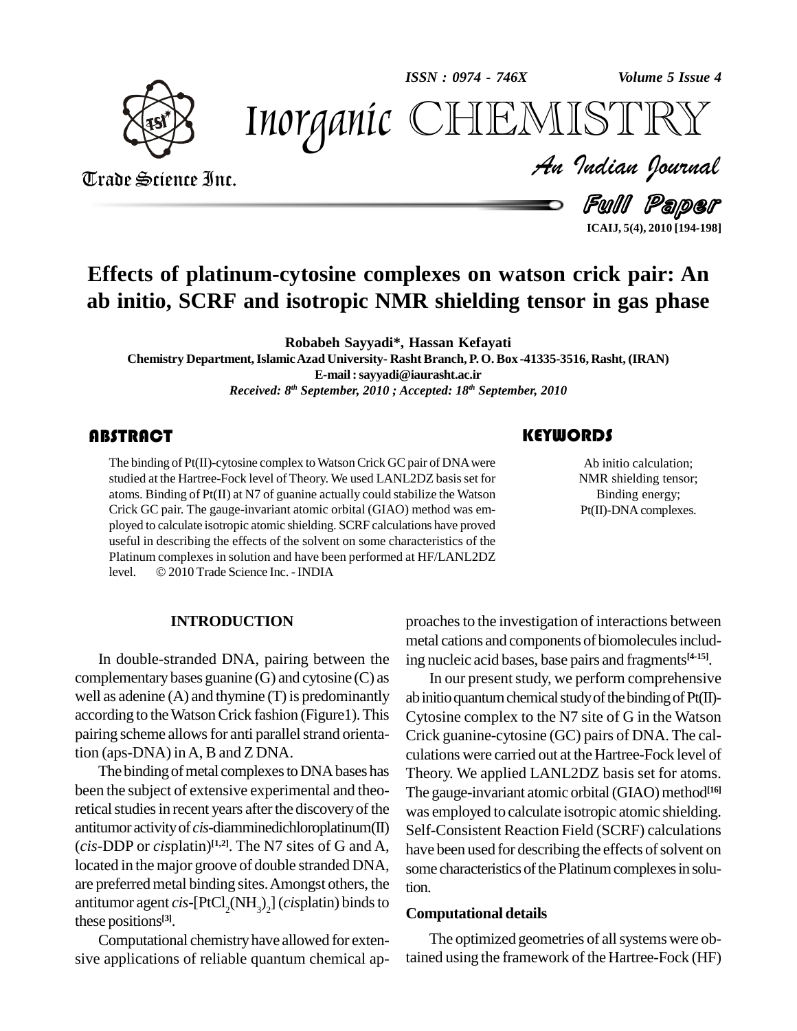# Effects of platinum-cytosine complexes on watson crick pair: An ab initio, SCRF and isotropic NMR shielding tensor in gas phase

**Robabeh Sayyadi\*, Hassan Kefayati**

**Chemistry Department, Islamic Azad University- Rasht Branch, P. O. Box -41335-3516, Rasht, (IRAN)**

**E-mail : sayyadi@iaurasht.ac.ir**

*Received: 8th September, 2010 ; Accepted: 18th September, 2010*

## ABSTRACT

The binding of Pt(II)-cytosine complex to Watson Crick GC pair of DNA were studied at the Hartree-Fock level of Theory. We used LANL2DZ basis set for atoms. Binding of Pt(II) at N7 of guanine actually could stabilize the Watson Crick GC pair. The gauge-invariant atomic orbital (GIAO) method was employed to calculate isotropic atomic shielding. SCRF calculations have proved useful in describing the effects of the solvent on some characteristics of the Platinum complexes in solution and have been performed at HF/LANL2DZ level. © 2010 Trade Science Inc. - INDIA

## KEYWORDS

Ab initio calculation;
NMR shielding tensor;
Binding energy;
Pt(II)-DNA complexes.

## INTRODUCTION

In double-stranded DNA, pairing between the complementary bases guanine (G) and cytosine (C) as well as adenine (A) and thymine (T) is predominantly according to the Watson Crick fashion (Figure1). This pairing scheme allows for anti parallel strand orientation (aps-DNA) in A, B and Z DNA.

The binding of metal complexes to DNA bases has been the subject of extensive experimental and theoretical studies in recent years after the discovery of the antitumor activity of *cis*-diamminedichloroplatinum(II) (*cis*-DDP or *cis*platin)[1,2]. The N7 sites of G and A, located in the major groove of double stranded DNA, are preferred metal binding sites. Amongst others, the antitumor agent *cis*-$[PtCl_2(NH_3)_2]$ (*cis*platin) binds to these positions[3].

Computational chemistry have allowed for extensive applications of reliable quantum chemical approaches to the investigation of interactions between metal cations and components of biomolecules including nucleic acid bases, base pairs and fragments[4-15].

In our present study, we perform comprehensive ab initio quantum chemical study of the binding of Pt(II)-Cytosine complex to the N7 site of G in the Watson Crick guanine-cytosine (GC) pairs of DNA. The calculations were carried out at the Hartree-Fock level of Theory. We applied LANL2DZ basis set for atoms. The gauge-invariant atomic orbital (GIAO) method[16] was employed to calculate isotropic atomic shielding. Self-Consistent Reaction Field (SCRF) calculations have been used for describing the effects of solvent on some characteristics of the Platinum complexes in solution.

### Computational details

The optimized geometries of all systems were obtained using the framework of the Hartree-Fock (HF)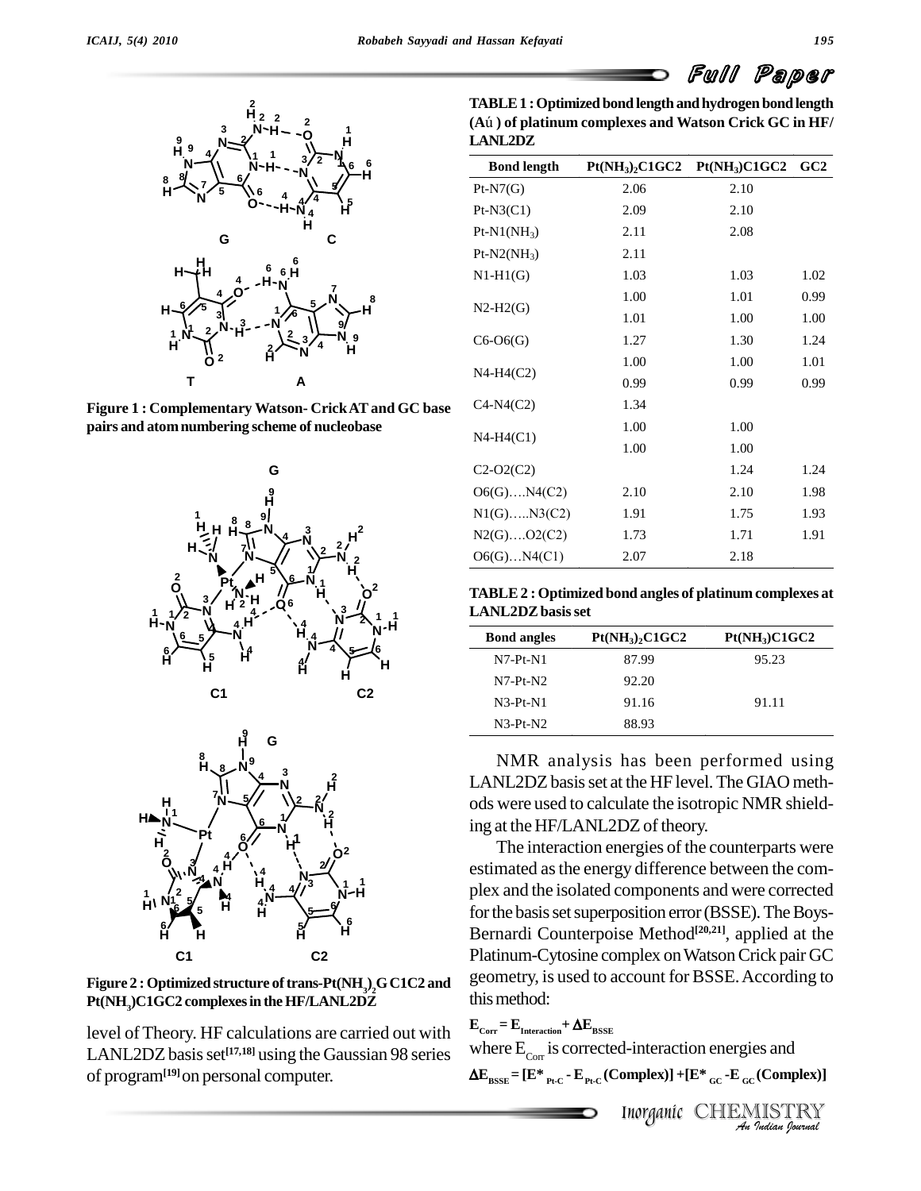Figure 1 : Complementary Watson- Crick AT and GC base pairs and atom numbering scheme of nucleobase

Figure 2 : Optimized structure of trans-$Pt(NH_3)_2GC1C2$ and $Pt(NH_3)C1GC2$ complexes in the HF/LANL2DZ

level of Theory. HF calculations are carried out with LANL2DZ basis set[17,18] using the Gaussian 98 series of program[19] on personal computer.

**TABLE 1 : Optimized bond length and hydrogen bond length (Ǻ) of platinum complexes and Watson Crick GC in HF/LANL2DZ**

| Bond length | $Pt(NH_3)_2C1GC2$ | $Pt(NH_3)C1GC2$ | GC2 |
|---|---|---|---|
| Pt-N7(G) | 2.06 | 2.10 | |
| Pt-N3(C1) | 2.09 | 2.10 | |
| Pt-N1($NH_3$) | 2.11 | 2.08 | |
| Pt-N2($NH_3$) | 2.11 | | |
| N1-H1(G) | 1.03 | 1.03 | 1.02 |
| N2-H2(G) | 1.00 | 1.01 | 0.99 |
| | 1.01 | 1.00 | 1.00 |
| C6-O6(G) | 1.27 | 1.30 | 1.24 |
| N4-H4(C2) | 1.00 | 1.00 | 1.01 |
| | 0.99 | 0.99 | 0.99 |
| C4-N4(C2) | 1.34 | | |
| N4-H4(C1) | 1.00 | 1.00 | |
| | 1.00 | 1.00 | |
| C2-O2(C2) | | 1.24 | 1.24 |
| O6(G)….N4(C2) | 2.10 | 2.10 | 1.98 |
| N1(G)…..N3(C2) | 1.91 | 1.75 | 1.93 |
| N2(G)….O2(C2) | 1.73 | 1.71 | 1.91 |
| O6(G)…N4(C1) | 2.07 | 2.18 | |

**TABLE 2 : Optimized bond angles of platinum complexes at LANL2DZ basis set**

| Bond angles | $Pt(NH_3)_2C1GC2$ | $Pt(NH_3)C1GC2$ |
|---|---|---|
| N7-Pt-N1 | 87.99 | 95.23 |
| N7-Pt-N2 | 92.20 | |
| N3-Pt-N1 | 91.16 | 91.11 |
| N3-Pt-N2 | 88.93 | |

NMR analysis has been performed using LANL2DZ basis set at the HF level. The GIAO methods were used to calculate the isotropic NMR shielding at the HF/LANL2DZ of theory.

The interaction energies of the counterparts were estimated as the energy difference between the complex and the isolated components and were corrected for the basis set superposition error (BSSE). The Boys-Bernardi Counterpoise Method[20,21], applied at the Platinum-Cytosine complex on Watson Crick pair GC geometry, is used to account for BSSE. According to this method:

$$E_{Corr} = E_{Interaction} + \Delta E_{BSSE}$$

where $E_{Corr}$ is corrected-interaction energies and

$$\Delta E_{BSSE} = [E^*_{Pt\text{-}C} - E_{Pt\text{-}C}(Complex)] + [E^*_{GC} - E_{GC}(Complex)]$$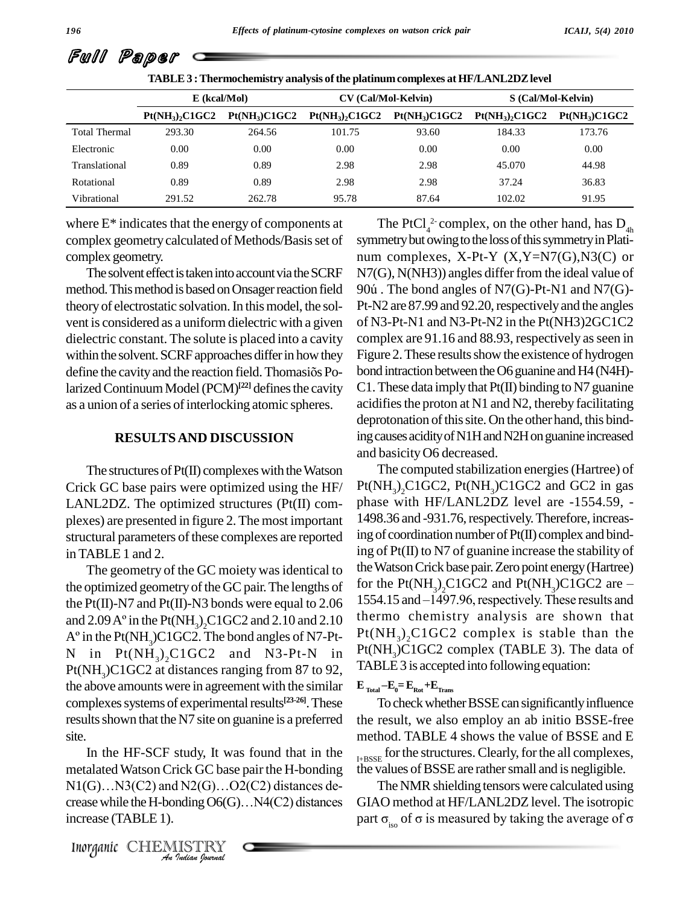**TABLE 3 : Thermochemistry analysis of the platinum complexes at HF/LANL2DZ level**

| | E (kcal/Mol) | | CV (Cal/Mol-Kelvin) | | S (Cal/Mol-Kelvin) | |
|---|---|---|---|---|---|---|
| | $Pt(NH_3)_2C1GC2$ | $Pt(NH_3)C1GC2$ | $Pt(NH_3)_2C1GC2$ | $Pt(NH_3)C1GC2$ | $Pt(NH_3)_2C1GC2$ | $Pt(NH_3)C1GC2$ |
| Total Thermal | 293.30 | 264.56 | 101.75 | 93.60 | 184.33 | 173.76 |
| Electronic | 0.00 | 0.00 | 0.00 | 0.00 | 0.00 | 0.00 |
| Translational | 0.89 | 0.89 | 2.98 | 2.98 | 45.070 | 44.98 |
| Rotational | 0.89 | 0.89 | 2.98 | 2.98 | 37.24 | 36.83 |
| Vibrational | 291.52 | 262.78 | 95.78 | 87.64 | 102.02 | 91.95 |

where E* indicates that the energy of components at complex geometry calculated of Methods/Basis set of complex geometry.

The solvent effect is taken into account via the SCRF method. This method is based on Onsager reaction field theory of electrostatic solvation. In this model, the solvent is considered as a uniform dielectric with a given dielectric constant. The solute is placed into a cavity within the solvent. SCRF approaches differ in how they define the cavity and the reaction field. Thomasiõs Polarized Continuum Model (PCM)[22] defines the cavity as a union of a series of interlocking atomic spheres.

## RESULTS AND DISCUSSION

The structures of Pt(II) complexes with the Watson Crick GC base pairs were optimized using the HF/ LANL2DZ. The optimized structures (Pt(II) complexes) are presented in figure 2. The most important structural parameters of these complexes are reported in TABLE 1 and 2.

The geometry of the GC moiety was identical to the optimized geometry of the GC pair. The lengths of the Pt(II)-N7 and Pt(II)-N3 bonds were equal to 2.06 and 2.09 Aº in the $Pt(NH_3)_2C1GC2$ and 2.10 and 2.10 Aº in the $Pt(NH_3)C1GC2$. The bond angles of N7-Pt-N in $Pt(NH_3)_2C1GC2$ and N3-Pt-N in $Pt(NH_3)C1GC2$ at distances ranging from 87 to 92, the above amounts were in agreement with the similar complexes systems of experimental results[23-26]. These results shown that the N7 site on guanine is a preferred site.

In the HF-SCF study, It was found that in the metalated Watson Crick GC base pair the H-bonding N1(G)…N3(C2) and N2(G)…O2(C2) distances decrease while the H-bonding O6(G)…N4(C2) distances increase (TABLE 1).

The $PtCl_4^{2-}$ complex, on the other hand, has $D_{4h}$ symmetry but owing to the loss of this symmetry in Platinum complexes, X-Pt-Y (X,Y=N7(G),N3(C) or N7(G), N(NH3)) angles differ from the ideal value of 90ú . The bond angles of N7(G)-Pt-N1 and N7(G)-Pt-N2 are 87.99 and 92.20, respectively and the angles of N3-Pt-N1 and N3-Pt-N2 in the Pt(NH3)2GC1C2 complex are 91.16 and 88.93, respectively as seen in Figure 2. These results show the existence of hydrogen bond intraction between the O6 guanine and H4 (N4H)-C1. These data imply that Pt(II) binding to N7 guanine acidifies the proton at N1 and N2, thereby facilitating deprotonation of this site. On the other hand, this binding causes acidity of N1H and N2H on guanine increased and basicity O6 decreased.

The computed stabilization energies (Hartree) of $Pt(NH_3)_2C1GC2$, $Pt(NH_3)C1GC2$ and GC2 in gas phase with HF/LANL2DZ level are -1554.59, -1498.36 and -931.76, respectively. Therefore, increasing of coordination number of Pt(II) complex and binding of Pt(II) to N7 of guanine increase the stability of the Watson Crick base pair. Zero point energy (Hartree) for the $Pt(NH_3)_2C1GC2$ and $Pt(NH_3)C1GC2$ are –1554.15 and –1497.96, respectively. These results and thermo chemistry analysis are shown that $Pt(NH_3)_2C1GC2$ complex is stable than the $Pt(NH_3)C1GC2$ complex (TABLE 3). The data of TABLE 3 is accepted into following equation:

$$E_{Total} - E_0 = E_{Rot} + E_{Trans}$$

To check whether BSSE can significantly influence the result, we also employ an ab initio BSSE-free method. TABLE 4 shows the value of BSSE and $E_{I+BSSE}$ for the structures. Clearly, for the all complexes, the values of BSSE are rather small and is negligible.

The NMR shielding tensors were calculated using GIAO method at HF/LANL2DZ level. The isotropic part $\sigma_{iso}$ of $\sigma$ is measured by taking the average of $\sigma$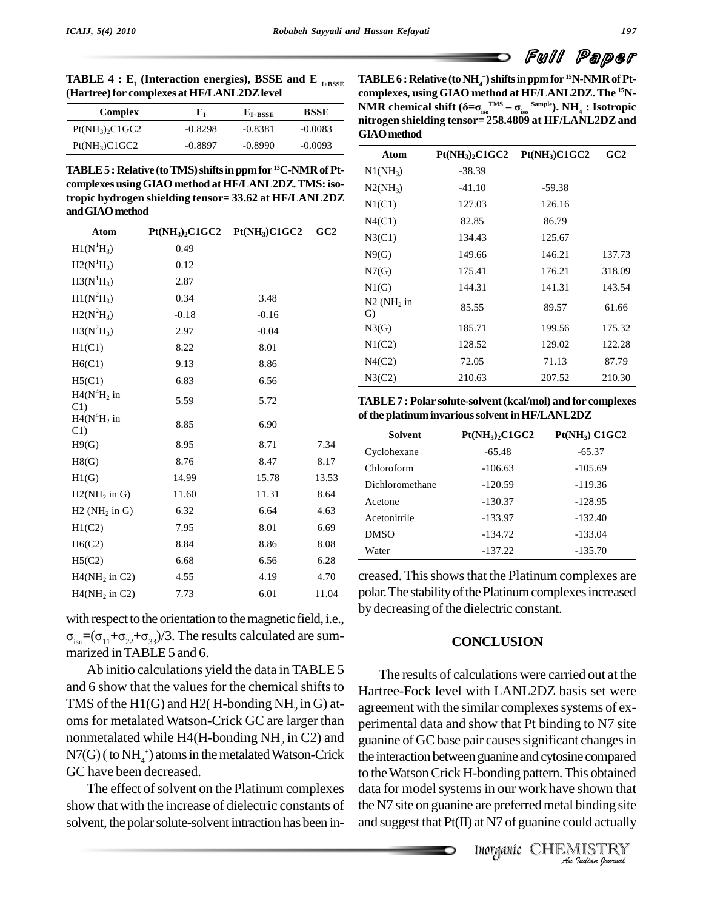**TABLE 4 : $E_I$ (Interaction energies), BSSE and $E_{I+BSSE}$ (Hartree) for complexes at HF/LANL2DZ level**

| Complex | $E_I$ | $E_{I+BSSE}$ | BSSE |
|---|---|---|---|
| $Pt(NH_3)_2C1GC2$ | -0.8298 | -0.8381 | -0.0083 |
| $Pt(NH_3)C1GC2$ | -0.8897 | -0.8990 | -0.0093 |

**TABLE 5 : Relative (to TMS) shifts in ppm for $^{13}C$-NMR of Pt-complexes using GIAO method at HF/LANL2DZ. TMS: isotropic hydrogen shielding tensor= 33.62 at HF/LANL2DZ and GIAO method**

| Atom | $Pt(NH_3)_2C1GC2$ | $Pt(NH_3)C1GC2$ | GC2 |
|---|---|---|---|
| $H1(N^1H_3)$ | 0.49 | | |
| $H2(N^1H_3)$ | 0.12 | | |
| $H3(N^1H_3)$ | 2.87 | | |
| $H1(N^2H_3)$ | 0.34 | 3.48 | |
| $H2(N^2H_3)$ | -0.18 | -0.16 | |
| $H3(N^2H_3)$ | 2.97 | -0.04 | |
| H1(C1) | 8.22 | 8.01 | |
| H6(C1) | 9.13 | 8.86 | |
| H5(C1) | 6.83 | 6.56 | |
| $H4(N^4H_2$ in C1) | 5.59 | 5.72 | |
| $H4(N^4H_2$ in C1) | 8.85 | 6.90 | |
| H9(G) | 8.95 | 8.71 | 7.34 |
| H8(G) | 8.76 | 8.47 | 8.17 |
| H1(G) | 14.99 | 15.78 | 13.53 |
| $H2(NH_2$ in G) | 11.60 | 11.31 | 8.64 |
| H2 ($NH_2$ in G) | 6.32 | 6.64 | 4.63 |
| H1(C2) | 7.95 | 8.01 | 6.69 |
| H6(C2) | 8.84 | 8.86 | 8.08 |
| H5(C2) | 6.68 | 6.56 | 6.28 |
| $H4(NH_2$ in C2) | 4.55 | 4.19 | 4.70 |
| $H4(NH_2$ in C2) | 7.73 | 6.01 | 11.04 |

with respect to the orientation to the magnetic field, i.e., $\sigma_{iso}=(\sigma_{11}+\sigma_{22}+\sigma_{33})/3$. The results calculated are summarized in TABLE 5 and 6.

Ab initio calculations yield the data in TABLE 5 and 6 show that the values for the chemical shifts to TMS of the H1(G) and H2( H-bonding $NH_2$ in G) atoms for metalated Watson-Crick GC are larger than nonmetalated while H4(H-bonding $NH_2$ in C2) and N7(G) ( to $NH_4^+$) atoms in the metalated Watson-Crick GC have been decreased.

The effect of solvent on the Platinum complexes show that with the increase of dielectric constants of solvent, the polar solute-solvent intraction has been increased. This shows that the Platinum complexes are polar. The stability of the Platinum complexes increased by decreasing of the dielectric constant.

**TABLE 6 : Relative (to $NH_4^+$) shifts in ppm for $^{15}N$-NMR of Pt-complexes, using GIAO method at HF/LANL2DZ. The $^{15}N$-NMR chemical shift ($\delta=\sigma_{iso}^{TMS}-\sigma_{iso}^{Sample}$). $NH_4^+$: Isotropic nitrogen shielding tensor= 258.4809 at HF/LANL2DZ and GIAO method**

| Atom | $Pt(NH_3)_2C1GC2$ | $Pt(NH_3)C1GC2$ | GC2 |
|---|---|---|---|
| $N1(NH_3)$ | -38.39 | | |
| $N2(NH_3)$ | -41.10 | -59.38 | |
| N1(C1) | 127.03 | 126.16 | |
| N4(C1) | 82.85 | 86.79 | |
| N3(C1) | 134.43 | 125.67 | |
| N9(G) | 149.66 | 146.21 | 137.73 |
| N7(G) | 175.41 | 176.21 | 318.09 |
| N1(G) | 144.31 | 141.31 | 143.54 |
| N2 ($NH_2$ in G) | 85.55 | 89.57 | 61.66 |
| N3(G) | 185.71 | 199.56 | 175.32 |
| N1(C2) | 128.52 | 129.02 | 122.28 |
| N4(C2) | 72.05 | 71.13 | 87.79 |
| N3(C2) | 210.63 | 207.52 | 210.30 |

**TABLE 7 : Polar solute-solvent (kcal/mol) and for complexes of the platinum invarious solvent in HF/LANL2DZ**

| Solvent | $Pt(NH_3)_2C1GC2$ | $Pt(NH_3)$ C1GC2 |
|---|---|---|
| Cyclohexane | -65.48 | -65.37 |
| Chloroform | -106.63 | -105.69 |
| Dichloromethane | -120.59 | -119.36 |
| Acetone | -130.37 | -128.95 |
| Acetonitrile | -133.97 | -132.40 |
| DMSO | -134.72 | -133.04 |
| Water | -137.22 | -135.70 |

## CONCLUSION

The results of calculations were carried out at the Hartree-Fock level with LANL2DZ basis set were agreement with the similar complexes systems of experimental data and show that Pt binding to N7 site guanine of GC base pair causes significant changes in the interaction between guanine and cytosine compared to the Watson Crick H-bonding pattern. This obtained data for model systems in our work have shown that the N7 site on guanine are preferred metal binding site and suggest that Pt(II) at N7 of guanine could actually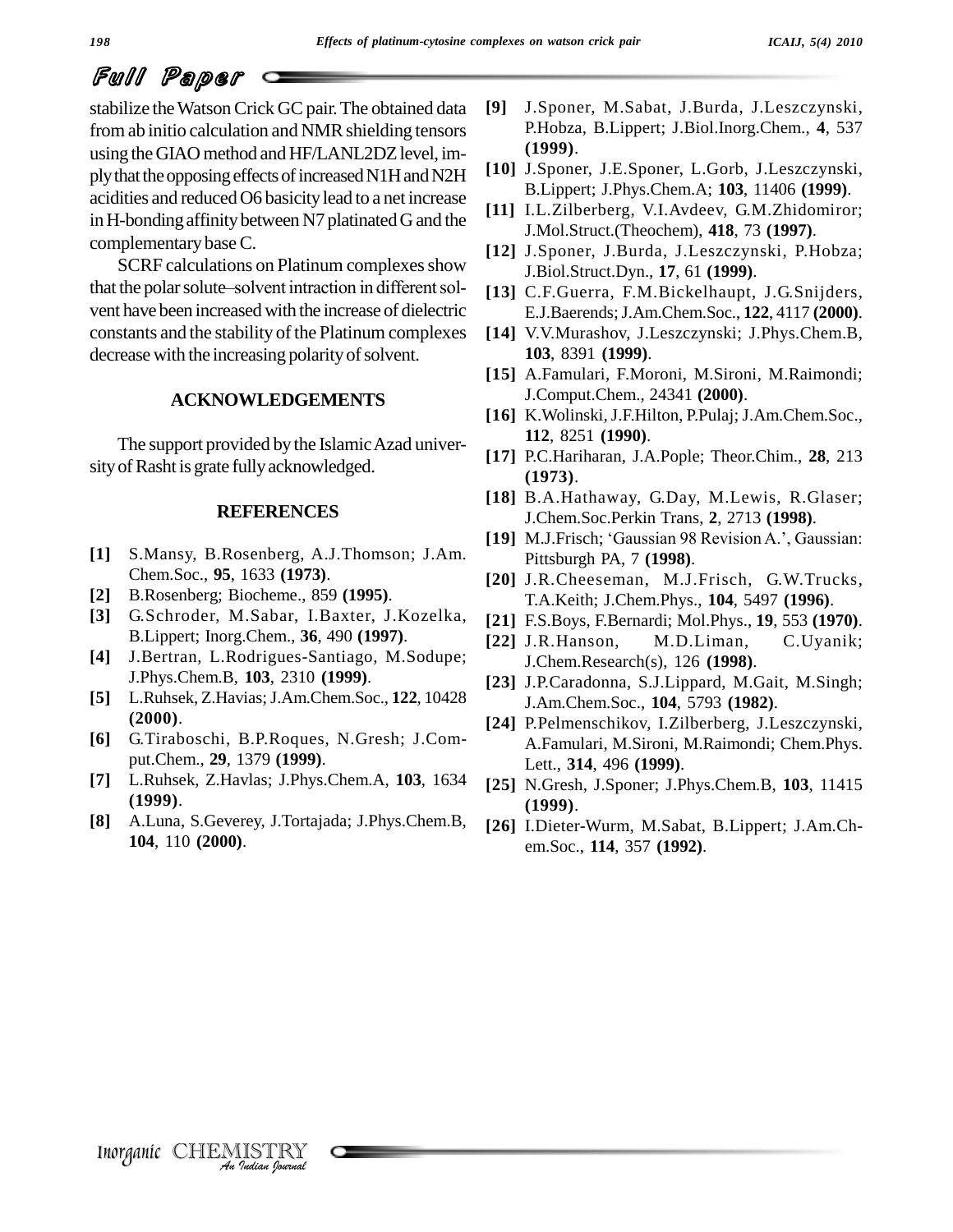stabilize the Watson Crick GC pair. The obtained data from ab initio calculation and NMR shielding tensors using the GIAO method and HF/LANL2DZ level, imply that the opposing effects of increased N1H and N2H acidities and reduced O6 basicity lead to a net increase in H-bonding affinity between N7 platinated G and the complementary base C.

SCRF calculations on Platinum complexes show that the polar solute–solvent intraction in different solvent have been increased with the increase of dielectric constants and the stability of the Platinum complexes decrease with the increasing polarity of solvent.

## ACKNOWLEDGEMENTS

The support provided by the Islamic Azad university of Rasht is grate fully acknowledged.

## REFERENCES

- **[1]** S.Mansy, B.Rosenberg, A.J.Thomson; J.Am. Chem.Soc., **95**, 1633 **(1973)**.
- **[2]** B.Rosenberg; Biocheme., 859 **(1995)**.
- **[3]** G.Schroder, M.Sabar, I.Baxter, J.Kozelka, B.Lippert; Inorg.Chem., **36**, 490 **(1997)**.
- **[4]** J.Bertran, L.Rodrigues-Santiago, M.Sodupe; J.Phys.Chem.B, **103**, 2310 **(1999)**.
- **[5]** L.Ruhsek, Z.Havias; J.Am.Chem.Soc., **122**, 10428 **(2000)**.
- **[6]** G.Tiraboschi, B.P.Roques, N.Gresh; J.Comput.Chem., **29**, 1379 **(1999)**.
- **[7]** L.Ruhsek, Z.Havlas; J.Phys.Chem.A, **103**, 1634 **(1999)**.
- **[8]** A.Luna, S.Geverey, J.Tortajada; J.Phys.Chem.B, **104**, 110 **(2000)**.
- **[9]** J.Sponer, M.Sabat, J.Burda, J.Leszczynski, P.Hobza, B.Lippert; J.Biol.Inorg.Chem., **4**, 537 **(1999)**.
- **[10]** J.Sponer, J.E.Sponer, L.Gorb, J.Leszczynski, B.Lippert; J.Phys.Chem.A; **103**, 11406 **(1999)**.
- **[11]** I.L.Zilberberg, V.I.Avdeev, G.M.Zhidomiror; J.Mol.Struct.(Theochem), **418**, 73 **(1997)**.
- **[12]** J.Sponer, J.Burda, J.Leszczynski, P.Hobza; J.Biol.Struct.Dyn., **17**, 61 **(1999)**.
- **[13]** C.F.Guerra, F.M.Bickelhaupt, J.G.Snijders, E.J.Baerends; J.Am.Chem.Soc., **122**, 4117 **(2000)**.
- **[14]** V.V.Murashov, J.Leszczynski; J.Phys.Chem.B, **103**, 8391 **(1999)**.
- **[15]** A.Famulari, F.Moroni, M.Sironi, M.Raimondi; J.Comput.Chem., 24341 **(2000)**.
- **[16]** K.Wolinski, J.F.Hilton, P.Pulaj; J.Am.Chem.Soc., **112**, 8251 **(1990)**.
- **[17]** P.C.Hariharan, J.A.Pople; Theor.Chim., **28**, 213 **(1973)**.
- **[18]** B.A.Hathaway, G.Day, M.Lewis, R.Glaser; J.Chem.Soc.Perkin Trans, **2**, 2713 **(1998)**.
- **[19]** M.J.Frisch; 'Gaussian 98 Revision A.', Gaussian: Pittsburgh PA, 7 **(1998)**.
- **[20]** J.R.Cheeseman, M.J.Frisch, G.W.Trucks, T.A.Keith; J.Chem.Phys., **104**, 5497 **(1996)**.
- **[21]** F.S.Boys, F.Bernardi; Mol.Phys., **19**, 553 **(1970)**.
- **[22]** J.R.Hanson, M.D.Liman, C.Uyanik; J.Chem.Research(s), 126 **(1998)**.
- **[23]** J.P.Caradonna, S.J.Lippard, M.Gait, M.Singh; J.Am.Chem.Soc., **104**, 5793 **(1982)**.
- **[24]** P.Pelmenschikov, I.Zilberberg, J.Leszczynski, A.Famulari, M.Sironi, M.Raimondi; Chem.Phys. Lett., **314**, 496 **(1999)**.
- **[25]** N.Gresh, J.Sponer; J.Phys.Chem.B, **103**, 11415 **(1999)**.
- **[26]** I.Dieter-Wurm, M.Sabat, B.Lippert; J.Am.Chem.Soc., **114**, 357 **(1992)**.